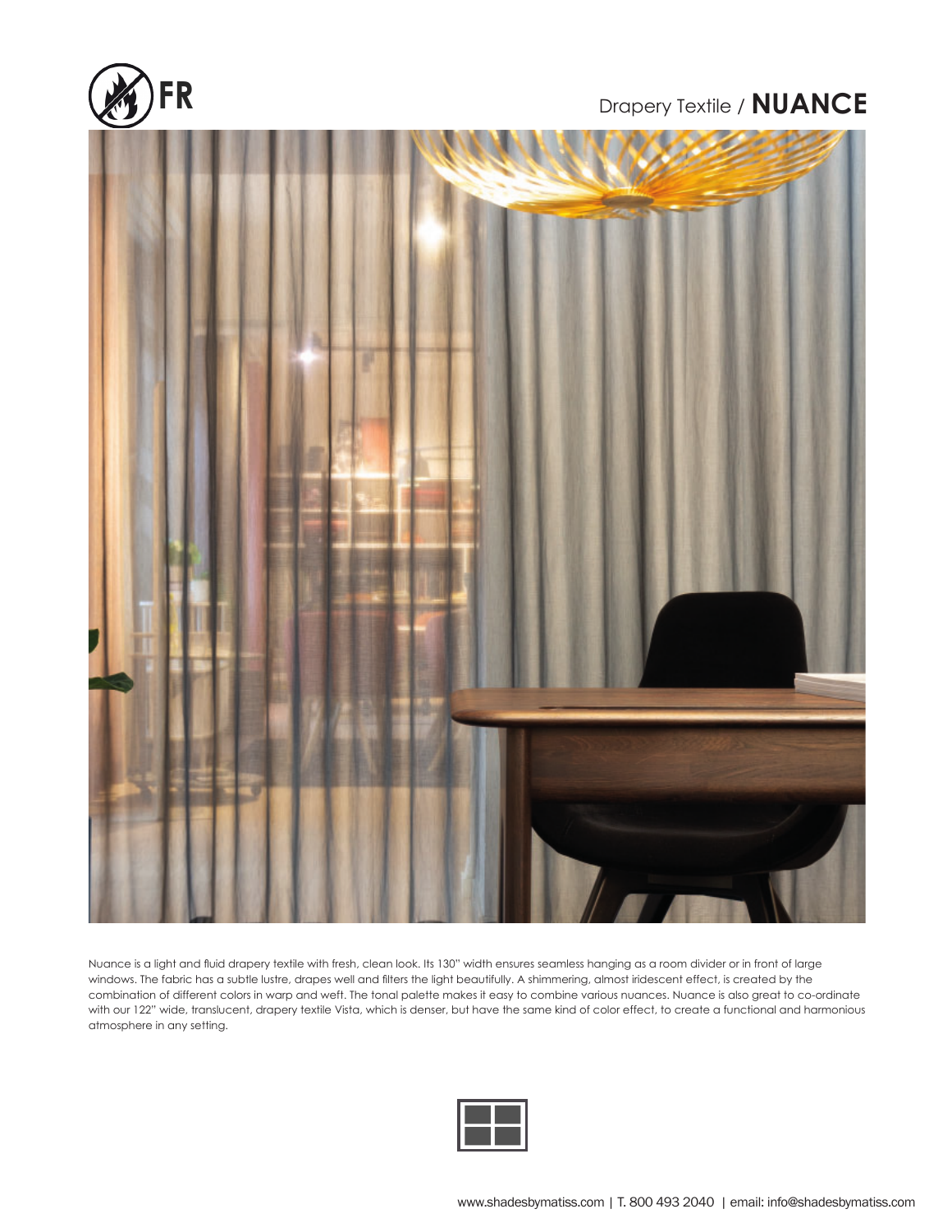FR

# Drapery Textile / **NUANCE**

Nuance is a light and fluid drapery textile with fresh, clean look. Its 130" width ensures seamless hanging as a room divider or in front of large windows. The fabric has a subtle lustre, drapes well and filters the light beautifully. A shimmering, almost iridescent effect, is created by the combination of different colors in warp and weft. The tonal palette makes it easy to combine various nuances. Nuance is also great to co-ordinate with our 122" wide, translucent, drapery textile Vista, which is denser, but have the same kind of color effect, to create a functional and harmonious atmosphere in any setting.

www.shadesbymatiss.com | T. 800 493 2040 | email: info@shadesbymatiss.com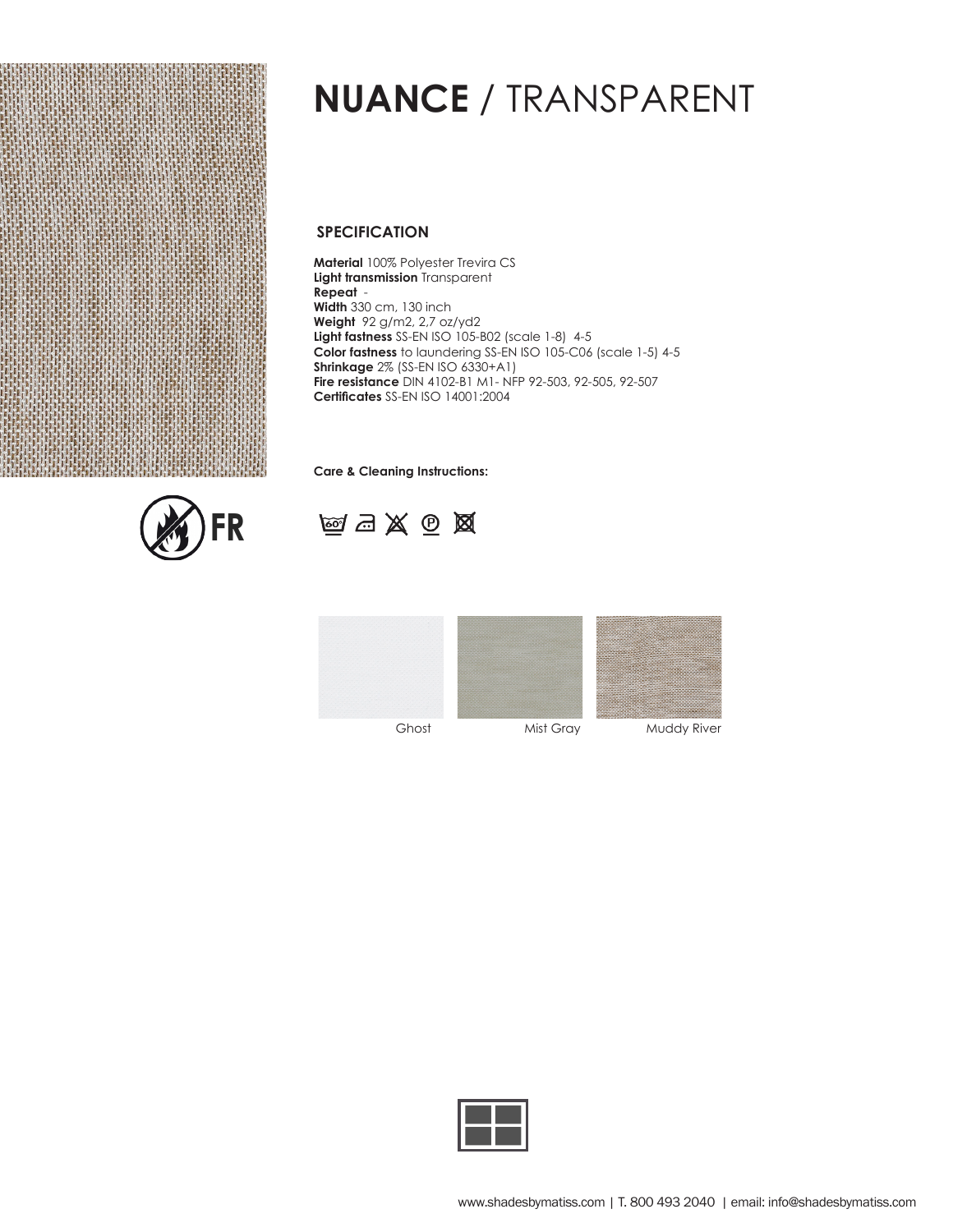# **NUANCE** / TRANSPARENT

FR

## SPECIFICATION

**Material** 100% Polyester Trevira CS
**Light transmission** Transparent
**Repeat** -
**Width** 330 cm, 130 inch
**Weight** 92 g/m2, 2,7 oz/yd2
**Light fastness** SS-EN ISO 105-B02 (scale 1-8) 4-5
**Color fastness** to laundering SS-EN ISO 105-C06 (scale 1-5) 4-5
**Shrinkage** 2% (SS-EN ISO 6330+A1)
**Fire resistance** DIN 4102-B1 M1- NFP 92-503, 92-505, 92-507
**Certificates** SS-EN ISO 14001:2004

**Care & Cleaning Instructions:**

60°

Ghost

Mist Gray

Muddy River

www.shadesbymatiss.com | T. 800 493 2040 | email: info@shadesbymatiss.com